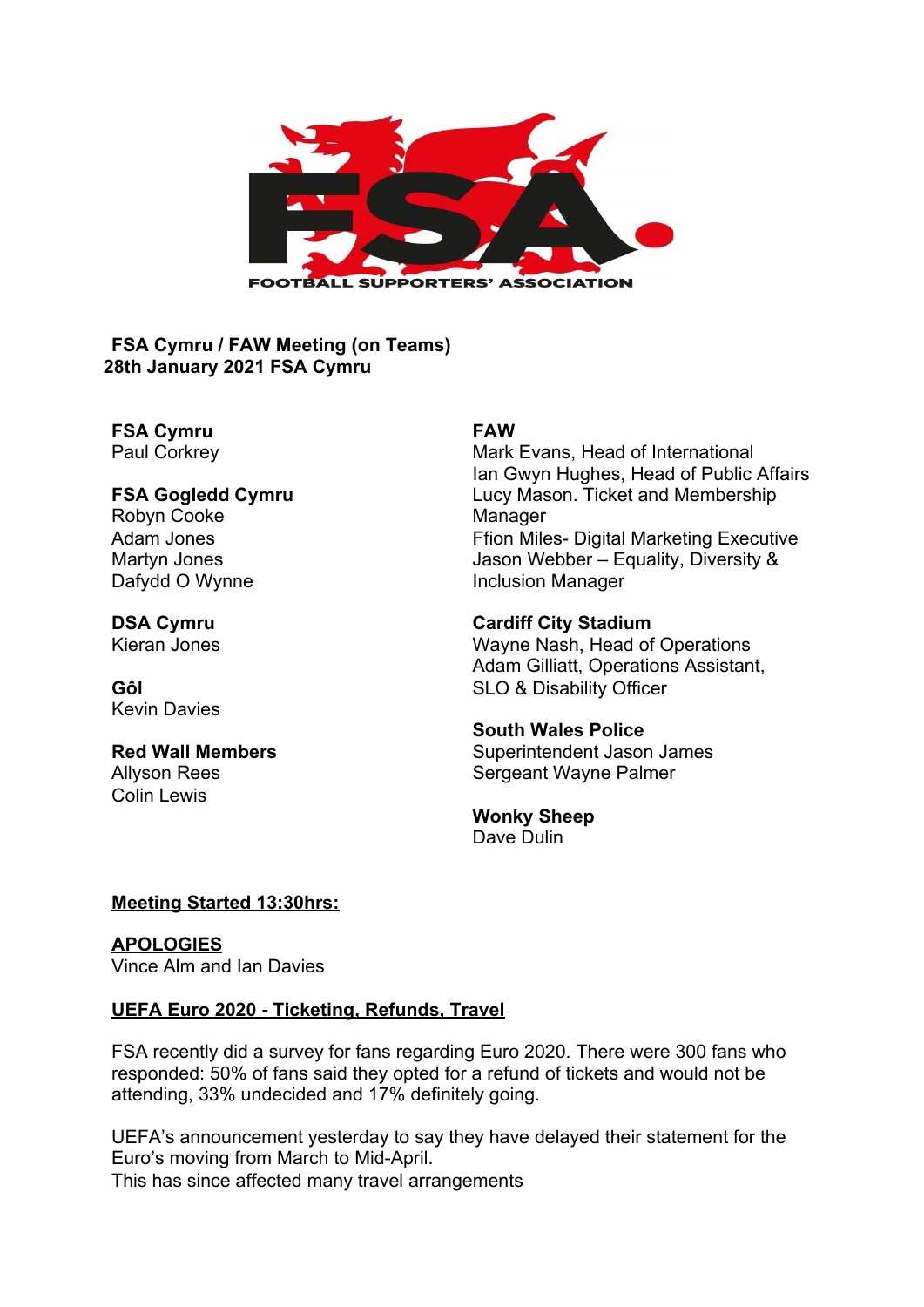**FSA Cymru / FAW Meeting (on Teams)**
**28th January 2021 FSA Cymru**

**FSA Cymru**
Paul Corkrey

**FSA Gogledd Cymru**
Robyn Cooke
Adam Jones
Martyn Jones
Dafydd O Wynne

**DSA Cymru**
Kieran Jones

**Gôl**
Kevin Davies

**Red Wall Members**
Allyson Rees
Colin Lewis

**FAW**
Mark Evans, Head of International
Ian Gwyn Hughes, Head of Public Affairs
Lucy Mason. Ticket and Membership Manager
Ffion Miles- Digital Marketing Executive
Jason Webber – Equality, Diversity & Inclusion Manager

**Cardiff City Stadium**
Wayne Nash, Head of Operations
Adam Gilliatt, Operations Assistant, SLO & Disability Officer

**South Wales Police**
Superintendent Jason James
Sergeant Wayne Palmer

**Wonky Sheep**
Dave Dulin

**Meeting Started 13:30hrs:**

**APOLOGIES**
Vince Alm and Ian Davies

**UEFA Euro 2020 - Ticketing, Refunds, Travel**

FSA recently did a survey for fans regarding Euro 2020. There were 300 fans who responded: 50% of fans said they opted for a refund of tickets and would not be attending, 33% undecided and 17% definitely going.

UEFA's announcement yesterday to say they have delayed their statement for the Euro's moving from March to Mid-April.
This has since affected many travel arrangements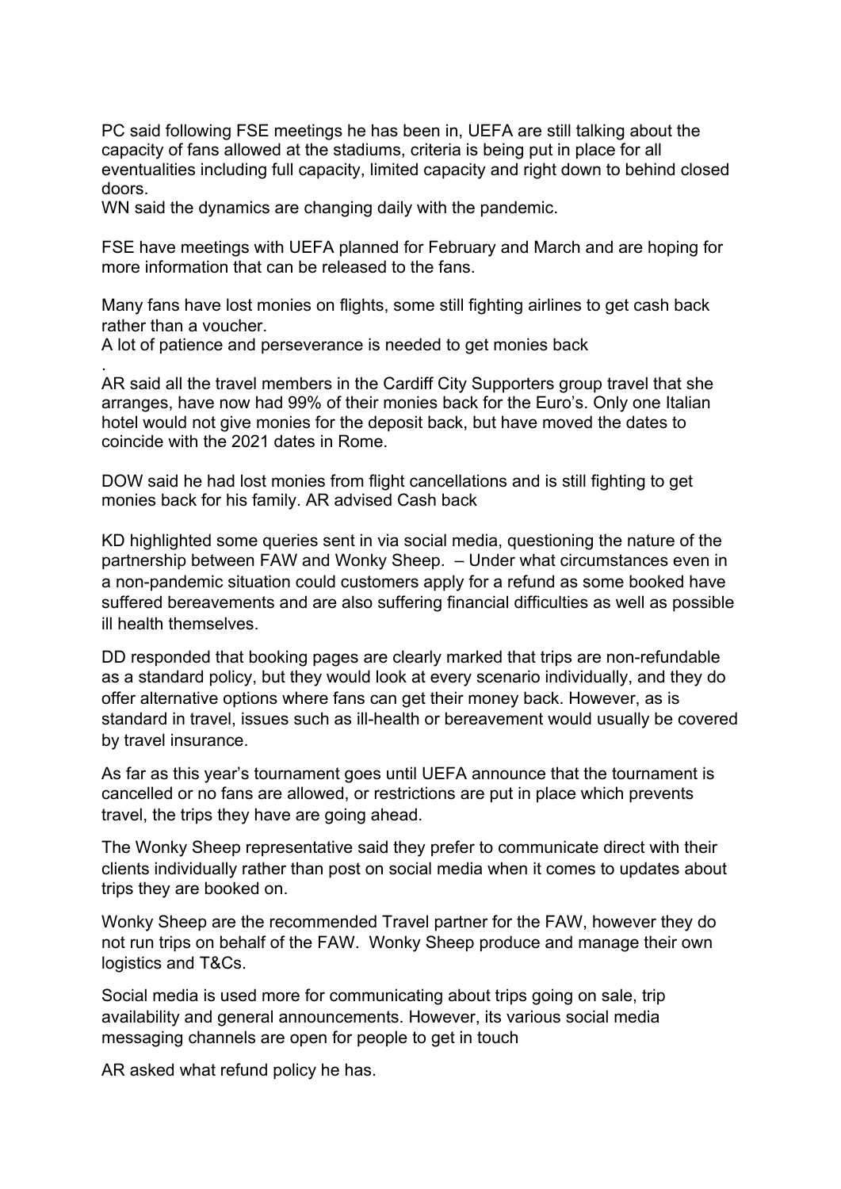PC said following FSE meetings he has been in, UEFA are still talking about the capacity of fans allowed at the stadiums, criteria is being put in place for all eventualities including full capacity, limited capacity and right down to behind closed doors.
WN said the dynamics are changing daily with the pandemic.

FSE have meetings with UEFA planned for February and March and are hoping for more information that can be released to the fans.

Many fans have lost monies on flights, some still fighting airlines to get cash back rather than a voucher.
A lot of patience and perseverance is needed to get monies back
.
AR said all the travel members in the Cardiff City Supporters group travel that she arranges, have now had 99% of their monies back for the Euro's. Only one Italian hotel would not give monies for the deposit back, but have moved the dates to coincide with the 2021 dates in Rome.

DOW said he had lost monies from flight cancellations and is still fighting to get monies back for his family. AR advised Cash back

KD highlighted some queries sent in via social media, questioning the nature of the partnership between FAW and Wonky Sheep. – Under what circumstances even in a non-pandemic situation could customers apply for a refund as some booked have suffered bereavements and are also suffering financial difficulties as well as possible ill health themselves.

DD responded that booking pages are clearly marked that trips are non-refundable as a standard policy, but they would look at every scenario individually, and they do offer alternative options where fans can get their money back. However, as is standard in travel, issues such as ill-health or bereavement would usually be covered by travel insurance.

As far as this year's tournament goes until UEFA announce that the tournament is cancelled or no fans are allowed, or restrictions are put in place which prevents travel, the trips they have are going ahead.

The Wonky Sheep representative said they prefer to communicate direct with their clients individually rather than post on social media when it comes to updates about trips they are booked on.

Wonky Sheep are the recommended Travel partner for the FAW, however they do not run trips on behalf of the FAW. Wonky Sheep produce and manage their own logistics and T&Cs.

Social media is used more for communicating about trips going on sale, trip availability and general announcements. However, its various social media messaging channels are open for people to get in touch

AR asked what refund policy he has.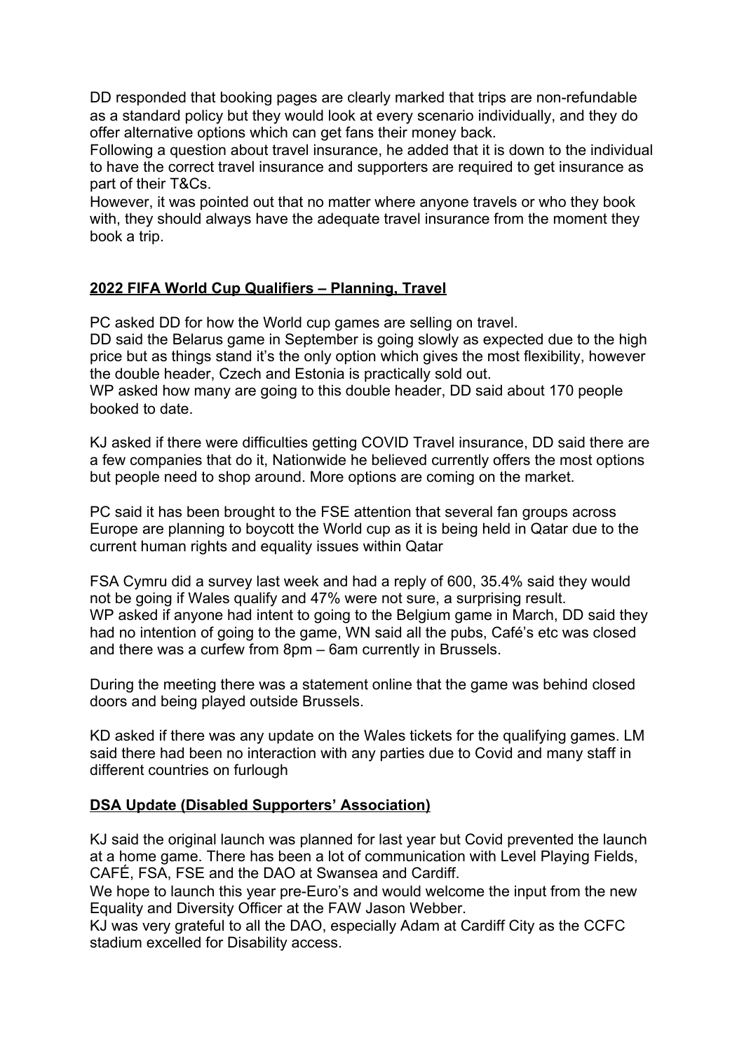DD responded that booking pages are clearly marked that trips are non-refundable as a standard policy but they would look at every scenario individually, and they do offer alternative options which can get fans their money back.
Following a question about travel insurance, he added that it is down to the individual to have the correct travel insurance and supporters are required to get insurance as part of their T&Cs.
However, it was pointed out that no matter where anyone travels or who they book with, they should always have the adequate travel insurance from the moment they book a trip.

**2022 FIFA World Cup Qualifiers – Planning, Travel**

PC asked DD for how the World cup games are selling on travel.
DD said the Belarus game in September is going slowly as expected due to the high price but as things stand it's the only option which gives the most flexibility, however the double header, Czech and Estonia is practically sold out.
WP asked how many are going to this double header, DD said about 170 people booked to date.

KJ asked if there were difficulties getting COVID Travel insurance, DD said there are a few companies that do it, Nationwide he believed currently offers the most options but people need to shop around. More options are coming on the market.

PC said it has been brought to the FSE attention that several fan groups across Europe are planning to boycott the World cup as it is being held in Qatar due to the current human rights and equality issues within Qatar

FSA Cymru did a survey last week and had a reply of 600, 35.4% said they would not be going if Wales qualify and 47% were not sure, a surprising result.
WP asked if anyone had intent to going to the Belgium game in March, DD said they had no intention of going to the game, WN said all the pubs, Café's etc was closed and there was a curfew from 8pm – 6am currently in Brussels.

During the meeting there was a statement online that the game was behind closed doors and being played outside Brussels.

KD asked if there was any update on the Wales tickets for the qualifying games. LM said there had been no interaction with any parties due to Covid and many staff in different countries on furlough

**DSA Update (Disabled Supporters' Association)**

KJ said the original launch was planned for last year but Covid prevented the launch at a home game. There has been a lot of communication with Level Playing Fields, CAFÉ, FSA, FSE and the DAO at Swansea and Cardiff.
We hope to launch this year pre-Euro's and would welcome the input from the new Equality and Diversity Officer at the FAW Jason Webber.
KJ was very grateful to all the DAO, especially Adam at Cardiff City as the CCFC stadium excelled for Disability access.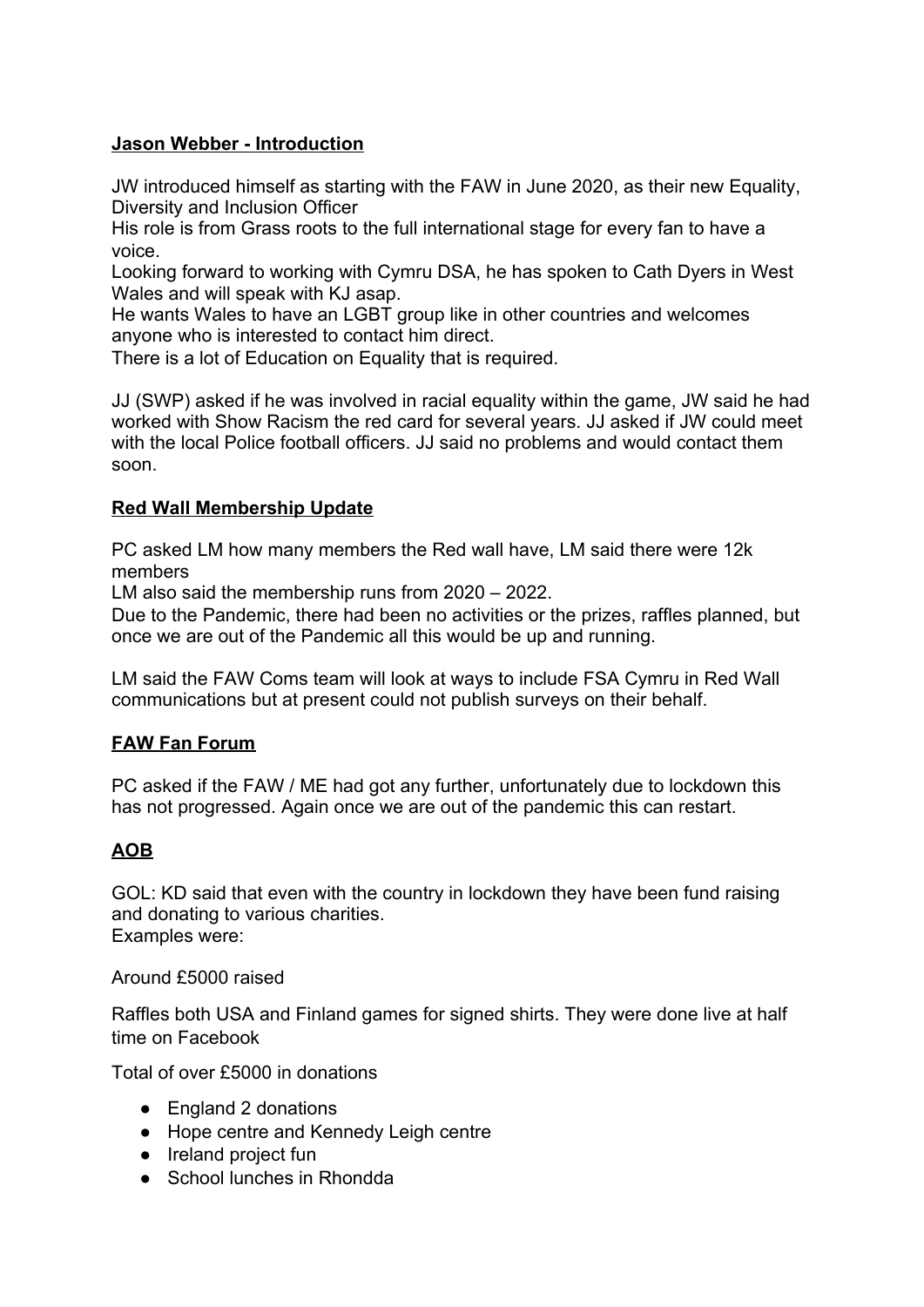**Jason Webber - Introduction**

JW introduced himself as starting with the FAW in June 2020, as their new Equality, Diversity and Inclusion Officer
His role is from Grass roots to the full international stage for every fan to have a voice.
Looking forward to working with Cymru DSA, he has spoken to Cath Dyers in West Wales and will speak with KJ asap.
He wants Wales to have an LGBT group like in other countries and welcomes anyone who is interested to contact him direct.
There is a lot of Education on Equality that is required.

JJ (SWP) asked if he was involved in racial equality within the game, JW said he had worked with Show Racism the red card for several years. JJ asked if JW could meet with the local Police football officers. JJ said no problems and would contact them soon.

**Red Wall Membership Update**

PC asked LM how many members the Red wall have, LM said there were 12k members
LM also said the membership runs from 2020 – 2022.
Due to the Pandemic, there had been no activities or the prizes, raffles planned, but once we are out of the Pandemic all this would be up and running.

LM said the FAW Coms team will look at ways to include FSA Cymru in Red Wall communications but at present could not publish surveys on their behalf.

**FAW Fan Forum**

PC asked if the FAW / ME had got any further, unfortunately due to lockdown this has not progressed. Again once we are out of the pandemic this can restart.

**AOB**

GOL: KD said that even with the country in lockdown they have been fund raising and donating to various charities.
Examples were:

Around £5000 raised

Raffles both USA and Finland games for signed shirts. They were done live at half time on Facebook

Total of over £5000 in donations

- England 2 donations
- Hope centre and Kennedy Leigh centre
- Ireland project fun
- School lunches in Rhondda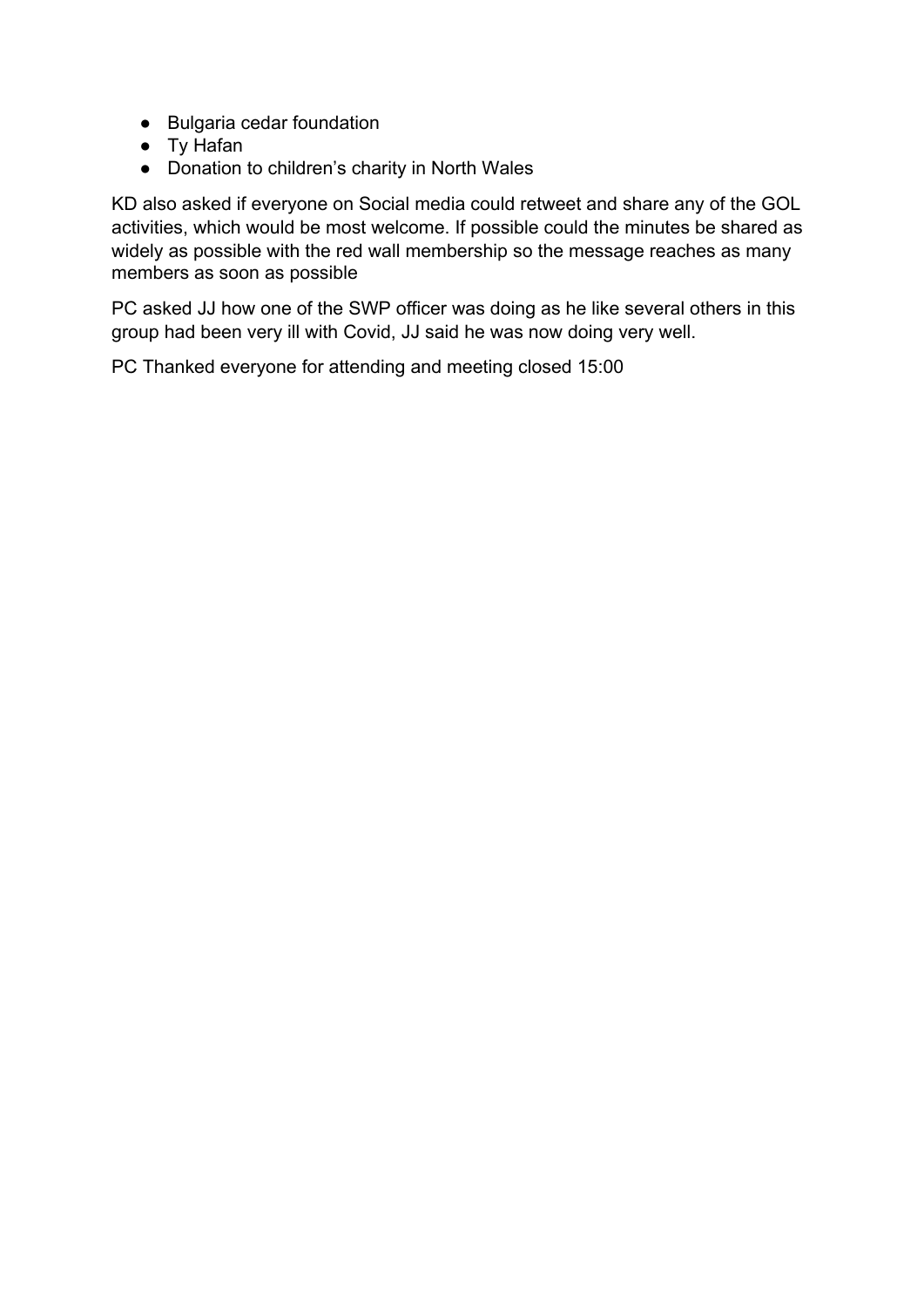- Bulgaria cedar foundation
- Ty Hafan
- Donation to children's charity in North Wales

KD also asked if everyone on Social media could retweet and share any of the GOL activities, which would be most welcome. If possible could the minutes be shared as widely as possible with the red wall membership so the message reaches as many members as soon as possible

PC asked JJ how one of the SWP officer was doing as he like several others in this group had been very ill with Covid, JJ said he was now doing very well.

PC Thanked everyone for attending and meeting closed 15:00